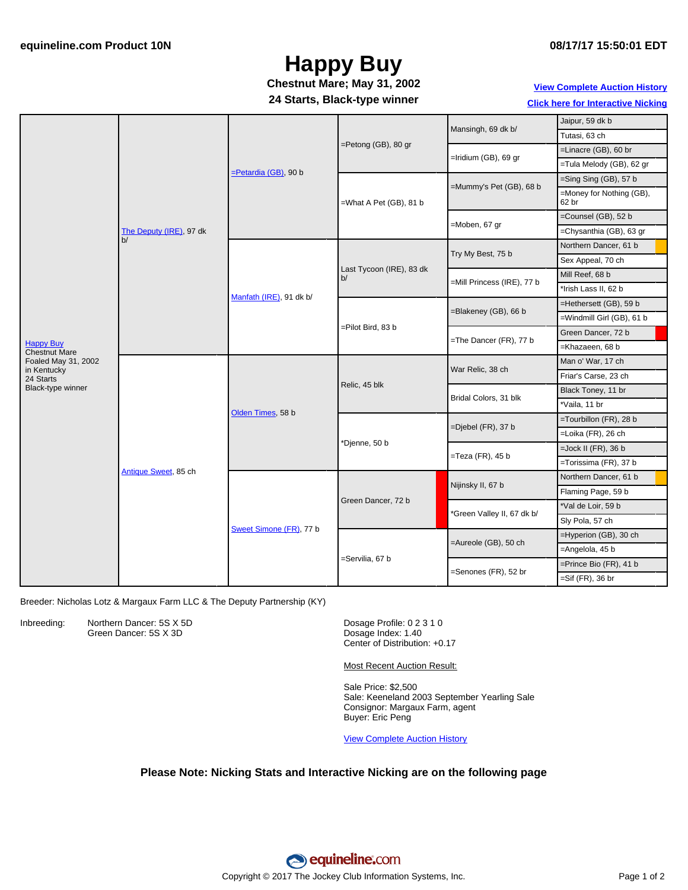equineline.com Product 10N — 08/17/17 15:50:01 EDT

# Happy Buy

**Chestnut Mare; May 31, 2002**
**24 Starts, Black-type winner**

View Complete Auction History
Click here for Interactive Nicking

| Horse | Sire/Dam | Gen 2 | Gen 3 | Gen 4 | Gen 5 |
|---|---|---|---|---|---|
| Happy Buy, Chestnut Mare, Foaled May 31, 2002 in Kentucky, 24 Starts, Black-type winner | The Deputy (IRE), 97 dk b/ | =Petardia (GB), 90 b | =Petong (GB), 80 gr | Mansingh, 69 dk b/ | Jaipur, 59 dk b |
| | | | | | Tutasi, 63 ch |
| | | | | =Iridium (GB), 69 gr | =Linacre (GB), 60 br |
| | | | | | =Tula Melody (GB), 62 gr |
| | | | =What A Pet (GB), 81 b | =Mummy's Pet (GB), 68 b | =Sing Sing (GB), 57 b |
| | | | | | =Money for Nothing (GB), 62 br |
| | | | | =Moben, 67 gr | =Counsel (GB), 52 b |
| | | | | | =Chysanthia (GB), 63 gr |
| | | Manfath (IRE), 91 dk b/ | Last Tycoon (IRE), 83 dk b/ | Try My Best, 75 b | Northern Dancer, 61 b |
| | | | | | Sex Appeal, 70 ch |
| | | | | =Mill Princess (IRE), 77 b | Mill Reef, 68 b |
| | | | | | *Irish Lass II, 62 b |
| | | | =Pilot Bird, 83 b | =Blakeney (GB), 66 b | =Hethersett (GB), 59 b |
| | | | | | =Windmill Girl (GB), 61 b |
| | | | | =The Dancer (FR), 77 b | Green Dancer, 72 b |
| | | | | | =Khazaeen, 68 b |
| | Antique Sweet, 85 ch | Olden Times, 58 b | Relic, 45 blk | War Relic, 38 ch | Man o' War, 17 ch |
| | | | | | Friar's Carse, 23 ch |
| | | | | Bridal Colors, 31 blk | Black Toney, 11 br |
| | | | | | *Vaila, 11 br |
| | | | *Djenne, 50 b | =Djebel (FR), 37 b | =Tourbillon (FR), 28 b |
| | | | | | =Loika (FR), 26 ch |
| | | | | =Teza (FR), 45 b | =Jock II (FR), 36 b |
| | | | | | =Torissima (FR), 37 b |
| | | Sweet Simone (FR), 77 b | Green Dancer, 72 b | Nijinsky II, 67 b | Northern Dancer, 61 b |
| | | | | | Flaming Page, 59 b |
| | | | | *Green Valley II, 67 dk b/ | *Val de Loir, 59 b |
| | | | | | Sly Pola, 57 ch |
| | | | =Servilia, 67 b | =Aureole (GB), 50 ch | =Hyperion (GB), 30 ch |
| | | | | | =Angelola, 45 b |
| | | | | =Senones (FR), 52 br | =Prince Bio (FR), 41 b |
| | | | | | =Sif (FR), 36 br |

Breeder: Nicholas Lotz & Margaux Farm LLC & The Deputy Partnership (KY)

Inbreeding:
Northern Dancer: 5S X 5D
Green Dancer: 5S X 3D

Dosage Profile: 0 2 3 1 0
Dosage Index: 1.40
Center of Distribution: +0.17

Most Recent Auction Result:

Sale Price: $2,500
Sale: Keeneland 2003 September Yearling Sale
Consignor: Margaux Farm, agent
Buyer: Eric Peng

View Complete Auction History

**Please Note: Nicking Stats and Interactive Nicking are on the following page**

Copyright © 2017 The Jockey Club Information Systems, Inc.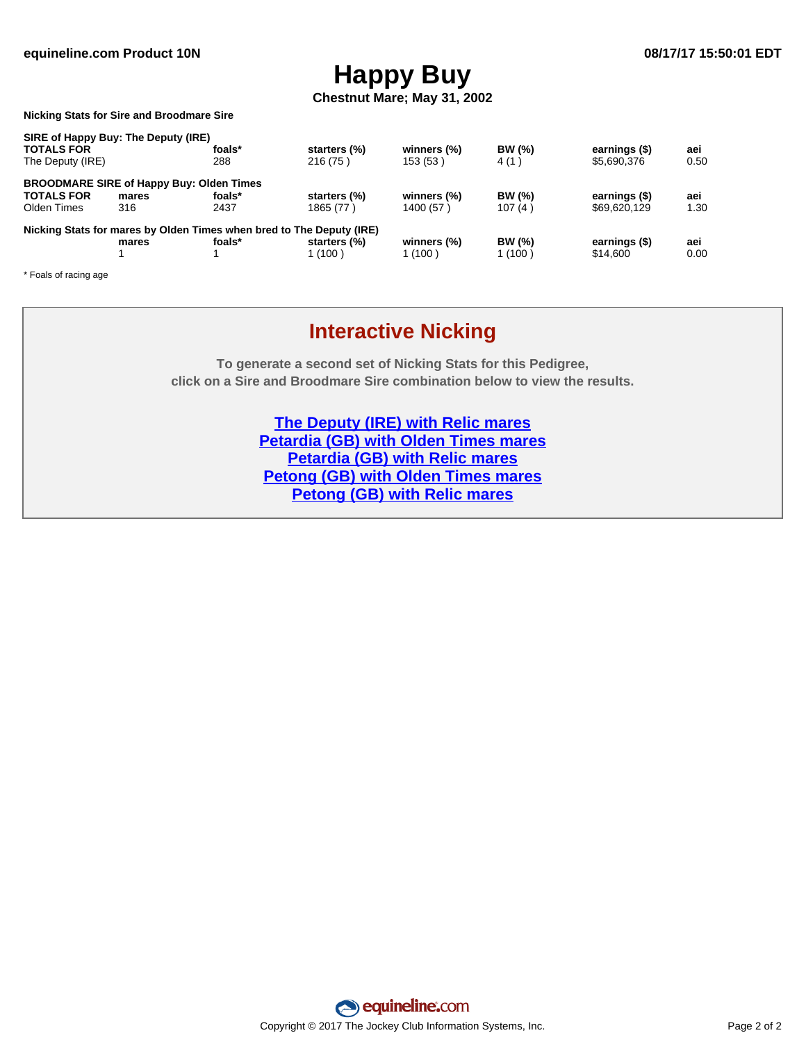# Happy Buy

**Chestnut Mare; May 31, 2002**

**Nicking Stats for Sire and Broodmare Sire**

**SIRE of Happy Buy: The Deputy (IRE)**

| TOTALS FOR | | foals* | starters (%) | winners (%) | BW (%) | earnings ($) | aei |
|---|---|---|---|---|---|---|---|
| The Deputy (IRE) | | 288 | 216 (75 ) | 153 (53 ) | 4 (1 ) | $5,690,376 | 0.50 |

**BROODMARE SIRE of Happy Buy: Olden Times**

| TOTALS FOR | mares | foals* | starters (%) | winners (%) | BW (%) | earnings ($) | aei |
|---|---|---|---|---|---|---|---|
| Olden Times | 316 | 2437 | 1865 (77 ) | 1400 (57 ) | 107 (4 ) | $69,620,129 | 1.30 |

**Nicking Stats for mares by Olden Times when bred to The Deputy (IRE)**

| | mares | foals* | starters (%) | winners (%) | BW (%) | earnings ($) | aei |
|---|---|---|---|---|---|---|---|
| | 1 | 1 | 1 (100 ) | 1 (100 ) | 1 (100 ) | $14,600 | 0.00 |

* Foals of racing age

## Interactive Nicking

**To generate a second set of Nicking Stats for this Pedigree, click on a Sire and Broodmare Sire combination below to view the results.**

**The Deputy (IRE) with Relic mares**
**Petardia (GB) with Olden Times mares**
**Petardia (GB) with Relic mares**
**Petong (GB) with Olden Times mares**
**Petong (GB) with Relic mares**

equineline.com

Copyright © 2017 The Jockey Club Information Systems, Inc.